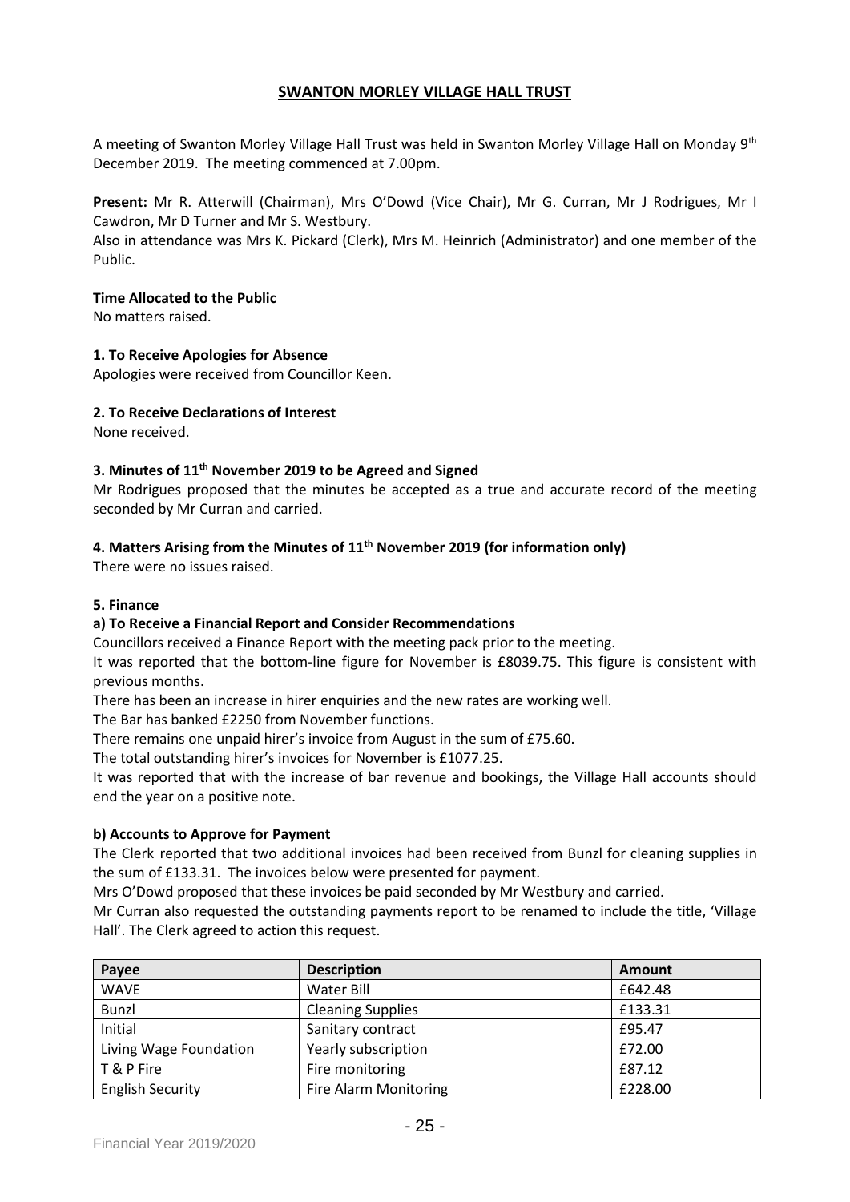# SWANTON MORLEY VILLAGE HALL TRUST

A meeting of Swanton Morley Village Hall Trust was held in Swanton Morley Village Hall on Monday 9th December 2019. The meeting commenced at 7.00pm.

**Present:** Mr R. Atterwill (Chairman), Mrs O'Dowd (Vice Chair), Mr G. Curran, Mr J Rodrigues, Mr I Cawdron, Mr D Turner and Mr S. Westbury.
Also in attendance was Mrs K. Pickard (Clerk), Mrs M. Heinrich (Administrator) and one member of the Public.

**Time Allocated to the Public**
No matters raised.

**1. To Receive Apologies for Absence**
Apologies were received from Councillor Keen.

**2. To Receive Declarations of Interest**
None received.

**3. Minutes of 11th November 2019 to be Agreed and Signed**
Mr Rodrigues proposed that the minutes be accepted as a true and accurate record of the meeting seconded by Mr Curran and carried.

**4. Matters Arising from the Minutes of 11th November 2019 (for information only)**
There were no issues raised.

**5. Finance**

**a) To Receive a Financial Report and Consider Recommendations**
Councillors received a Finance Report with the meeting pack prior to the meeting.
It was reported that the bottom-line figure for November is £8039.75. This figure is consistent with previous months.
There has been an increase in hirer enquiries and the new rates are working well.
The Bar has banked £2250 from November functions.
There remains one unpaid hirer's invoice from August in the sum of £75.60.
The total outstanding hirer's invoices for November is £1077.25.
It was reported that with the increase of bar revenue and bookings, the Village Hall accounts should end the year on a positive note.

**b) Accounts to Approve for Payment**
The Clerk reported that two additional invoices had been received from Bunzl for cleaning supplies in the sum of £133.31. The invoices below were presented for payment.
Mrs O'Dowd proposed that these invoices be paid seconded by Mr Westbury and carried.
Mr Curran also requested the outstanding payments report to be renamed to include the title, 'Village Hall'. The Clerk agreed to action this request.

| Payee | Description | Amount |
|---|---|---|
| WAVE | Water Bill | £642.48 |
| Bunzl | Cleaning Supplies | £133.31 |
| Initial | Sanitary contract | £95.47 |
| Living Wage Foundation | Yearly subscription | £72.00 |
| T & P Fire | Fire monitoring | £87.12 |
| English Security | Fire Alarm Monitoring | £228.00 |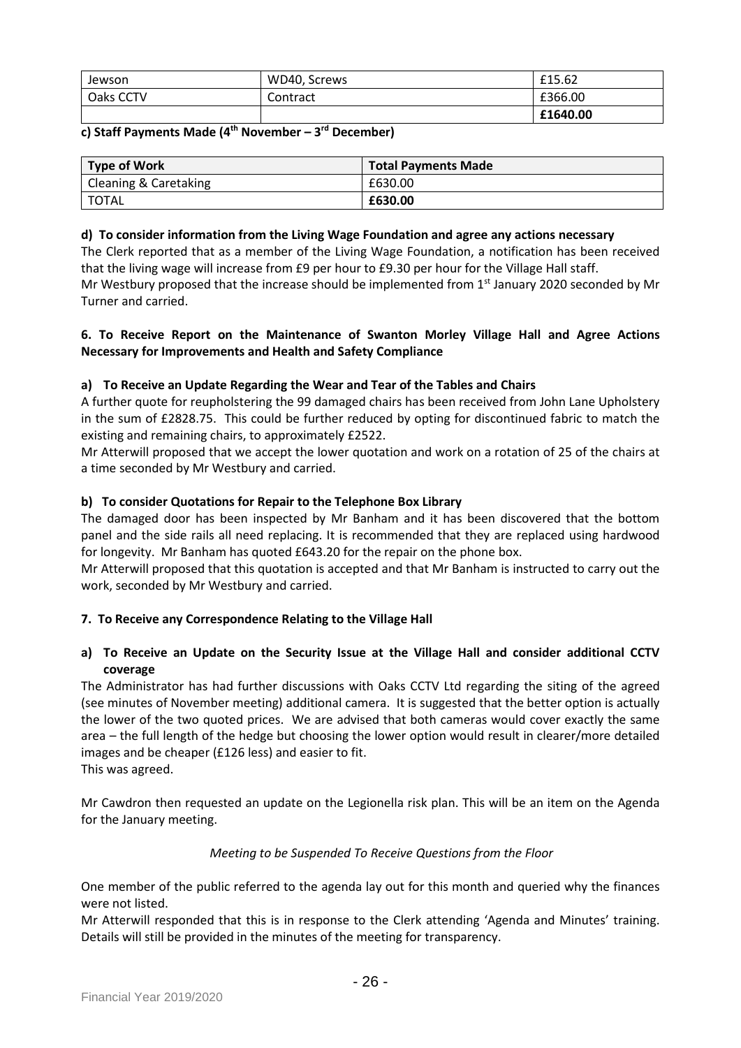| Jewson | WD40, Screws | £15.62 |
|---|---|---|
| Oaks CCTV | Contract | £366.00 |
| | | **£1640.00** |

**c) Staff Payments Made (4th November – 3rd December)**

| Type of Work | Total Payments Made |
|---|---|
| Cleaning & Caretaking | £630.00 |
| TOTAL | **£630.00** |

**d) To consider information from the Living Wage Foundation and agree any actions necessary**

The Clerk reported that as a member of the Living Wage Foundation, a notification has been received that the living wage will increase from £9 per hour to £9.30 per hour for the Village Hall staff.

Mr Westbury proposed that the increase should be implemented from 1st January 2020 seconded by Mr Turner and carried.

**6. To Receive Report on the Maintenance of Swanton Morley Village Hall and Agree Actions Necessary for Improvements and Health and Safety Compliance**

**a) To Receive an Update Regarding the Wear and Tear of the Tables and Chairs**

A further quote for reupholstering the 99 damaged chairs has been received from John Lane Upholstery in the sum of £2828.75. This could be further reduced by opting for discontinued fabric to match the existing and remaining chairs, to approximately £2522.

Mr Atterwill proposed that we accept the lower quotation and work on a rotation of 25 of the chairs at a time seconded by Mr Westbury and carried.

**b) To consider Quotations for Repair to the Telephone Box Library**

The damaged door has been inspected by Mr Banham and it has been discovered that the bottom panel and the side rails all need replacing. It is recommended that they are replaced using hardwood for longevity. Mr Banham has quoted £643.20 for the repair on the phone box.

Mr Atterwill proposed that this quotation is accepted and that Mr Banham is instructed to carry out the work, seconded by Mr Westbury and carried.

**7. To Receive any Correspondence Relating to the Village Hall**

**a) To Receive an Update on the Security Issue at the Village Hall and consider additional CCTV coverage**

The Administrator has had further discussions with Oaks CCTV Ltd regarding the siting of the agreed (see minutes of November meeting) additional camera. It is suggested that the better option is actually the lower of the two quoted prices. We are advised that both cameras would cover exactly the same area – the full length of the hedge but choosing the lower option would result in clearer/more detailed images and be cheaper (£126 less) and easier to fit.

This was agreed.

Mr Cawdron then requested an update on the Legionella risk plan. This will be an item on the Agenda for the January meeting.

*Meeting to be Suspended To Receive Questions from the Floor*

One member of the public referred to the agenda lay out for this month and queried why the finances were not listed.

Mr Atterwill responded that this is in response to the Clerk attending 'Agenda and Minutes' training. Details will still be provided in the minutes of the meeting for transparency.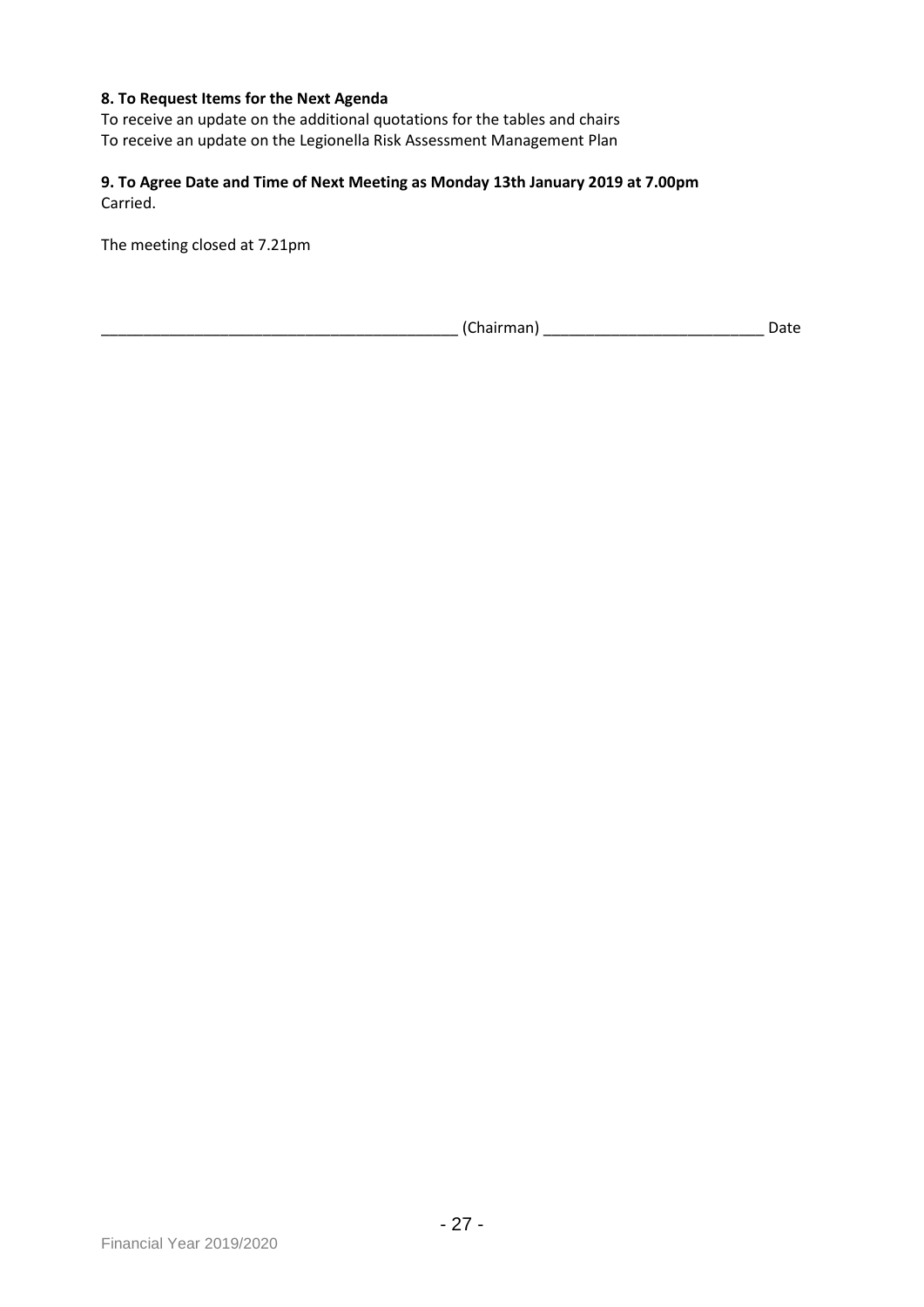**8. To Request Items for the Next Agenda**

To receive an update on the additional quotations for the tables and chairs
To receive an update on the Legionella Risk Assessment Management Plan

**9. To Agree Date and Time of Next Meeting as Monday 13th January 2019 at 7.00pm**

Carried.

The meeting closed at 7.21pm

__________________________________________ (Chairman) __________________________ Date

Financial Year 2019/2020